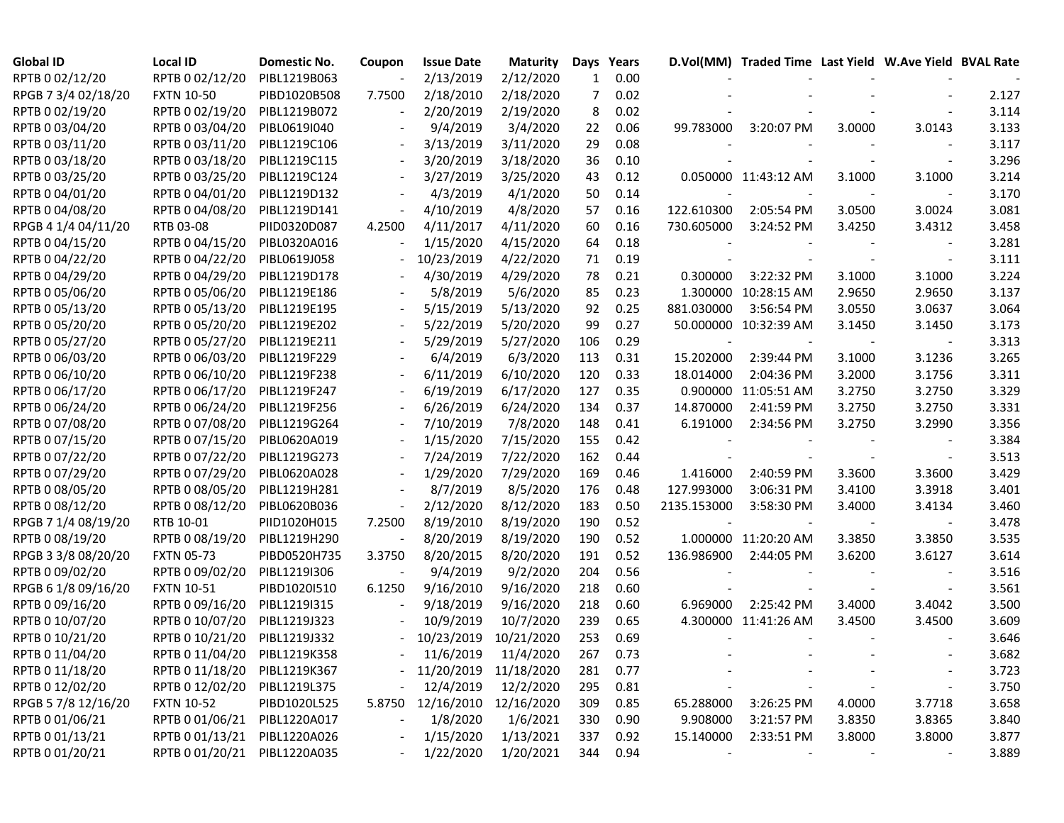| Global ID | Local ID | Domestic No. | Coupon | Issue Date | Maturity | Days | Years | D.Vol(MM) | Traded Time | Last Yield | W.Ave Yield | BVAL Rate |
|---|---|---|---|---|---|---|---|---|---|---|---|---|
| RPTB 0 02/12/20 | RPTB 0 02/12/20 | PIBL1219B063 | - | 2/13/2019 | 2/12/2020 | 1 | 0.00 | - | - | - | - | - |
| RPGB 7 3/4 02/18/20 | FXTN 10-50 | PIBD1020B508 | 7.7500 | 2/18/2010 | 2/18/2020 | 7 | 0.02 | - | - | - | - | 2.127 |
| RPTB 0 02/19/20 | RPTB 0 02/19/20 | PIBL1219B072 | - | 2/20/2019 | 2/19/2020 | 8 | 0.02 | - | - | - | - | 3.114 |
| RPTB 0 03/04/20 | RPTB 0 03/04/20 | PIBL0619I040 | - | 9/4/2019 | 3/4/2020 | 22 | 0.06 | 99.783000 | 3:20:07 PM | 3.0000 | 3.0143 | 3.133 |
| RPTB 0 03/11/20 | RPTB 0 03/11/20 | PIBL1219C106 | - | 3/13/2019 | 3/11/2020 | 29 | 0.08 | - | - | - | - | 3.117 |
| RPTB 0 03/18/20 | RPTB 0 03/18/20 | PIBL1219C115 | - | 3/20/2019 | 3/18/2020 | 36 | 0.10 | - | - | - | - | 3.296 |
| RPTB 0 03/25/20 | RPTB 0 03/25/20 | PIBL1219C124 | - | 3/27/2019 | 3/25/2020 | 43 | 0.12 | 0.050000 | 11:43:12 AM | 3.1000 | 3.1000 | 3.214 |
| RPTB 0 04/01/20 | RPTB 0 04/01/20 | PIBL1219D132 | - | 4/3/2019 | 4/1/2020 | 50 | 0.14 | - | - | - | - | 3.170 |
| RPTB 0 04/08/20 | RPTB 0 04/08/20 | PIBL1219D141 | - | 4/10/2019 | 4/8/2020 | 57 | 0.16 | 122.610300 | 2:05:54 PM | 3.0500 | 3.0024 | 3.081 |
| RPGB 4 1/4 04/11/20 | RTB 03-08 | PIID0320D087 | 4.2500 | 4/11/2017 | 4/11/2020 | 60 | 0.16 | 730.605000 | 3:24:52 PM | 3.4250 | 3.4312 | 3.458 |
| RPTB 0 04/15/20 | RPTB 0 04/15/20 | PIBL0320A016 | - | 1/15/2020 | 4/15/2020 | 64 | 0.18 | - | - | - | - | 3.281 |
| RPTB 0 04/22/20 | RPTB 0 04/22/20 | PIBL0619J058 | - | 10/23/2019 | 4/22/2020 | 71 | 0.19 | - | - | - | - | 3.111 |
| RPTB 0 04/29/20 | RPTB 0 04/29/20 | PIBL1219D178 | - | 4/30/2019 | 4/29/2020 | 78 | 0.21 | 0.300000 | 3:22:32 PM | 3.1000 | 3.1000 | 3.224 |
| RPTB 0 05/06/20 | RPTB 0 05/06/20 | PIBL1219E186 | - | 5/8/2019 | 5/6/2020 | 85 | 0.23 | 1.300000 | 10:28:15 AM | 2.9650 | 2.9650 | 3.137 |
| RPTB 0 05/13/20 | RPTB 0 05/13/20 | PIBL1219E195 | - | 5/15/2019 | 5/13/2020 | 92 | 0.25 | 881.030000 | 3:56:54 PM | 3.0550 | 3.0637 | 3.064 |
| RPTB 0 05/20/20 | RPTB 0 05/20/20 | PIBL1219E202 | - | 5/22/2019 | 5/20/2020 | 99 | 0.27 | 50.000000 | 10:32:39 AM | 3.1450 | 3.1450 | 3.173 |
| RPTB 0 05/27/20 | RPTB 0 05/27/20 | PIBL1219E211 | - | 5/29/2019 | 5/27/2020 | 106 | 0.29 | - | - | - | - | 3.313 |
| RPTB 0 06/03/20 | RPTB 0 06/03/20 | PIBL1219F229 | - | 6/4/2019 | 6/3/2020 | 113 | 0.31 | 15.202000 | 2:39:44 PM | 3.1000 | 3.1236 | 3.265 |
| RPTB 0 06/10/20 | RPTB 0 06/10/20 | PIBL1219F238 | - | 6/11/2019 | 6/10/2020 | 120 | 0.33 | 18.014000 | 2:04:36 PM | 3.2000 | 3.1756 | 3.311 |
| RPTB 0 06/17/20 | RPTB 0 06/17/20 | PIBL1219F247 | - | 6/19/2019 | 6/17/2020 | 127 | 0.35 | 0.900000 | 11:05:51 AM | 3.2750 | 3.2750 | 3.329 |
| RPTB 0 06/24/20 | RPTB 0 06/24/20 | PIBL1219F256 | - | 6/26/2019 | 6/24/2020 | 134 | 0.37 | 14.870000 | 2:41:59 PM | 3.2750 | 3.2750 | 3.331 |
| RPTB 0 07/08/20 | RPTB 0 07/08/20 | PIBL1219G264 | - | 7/10/2019 | 7/8/2020 | 148 | 0.41 | 6.191000 | 2:34:56 PM | 3.2750 | 3.2990 | 3.356 |
| RPTB 0 07/15/20 | RPTB 0 07/15/20 | PIBL0620A019 | - | 1/15/2020 | 7/15/2020 | 155 | 0.42 | - | - | - | - | 3.384 |
| RPTB 0 07/22/20 | RPTB 0 07/22/20 | PIBL1219G273 | - | 7/24/2019 | 7/22/2020 | 162 | 0.44 | - | - | - | - | 3.513 |
| RPTB 0 07/29/20 | RPTB 0 07/29/20 | PIBL0620A028 | - | 1/29/2020 | 7/29/2020 | 169 | 0.46 | 1.416000 | 2:40:59 PM | 3.3600 | 3.3600 | 3.429 |
| RPTB 0 08/05/20 | RPTB 0 08/05/20 | PIBL1219H281 | - | 8/7/2019 | 8/5/2020 | 176 | 0.48 | 127.993000 | 3:06:31 PM | 3.4100 | 3.3918 | 3.401 |
| RPTB 0 08/12/20 | RPTB 0 08/12/20 | PIBL0620B036 | - | 2/12/2020 | 8/12/2020 | 183 | 0.50 | 2135.153000 | 3:58:30 PM | 3.4000 | 3.4134 | 3.460 |
| RPGB 7 1/4 08/19/20 | RTB 10-01 | PIID1020H015 | 7.2500 | 8/19/2010 | 8/19/2020 | 190 | 0.52 | - | - | - | - | 3.478 |
| RPTB 0 08/19/20 | RPTB 0 08/19/20 | PIBL1219H290 | - | 8/20/2019 | 8/19/2020 | 190 | 0.52 | 1.000000 | 11:20:20 AM | 3.3850 | 3.3850 | 3.535 |
| RPGB 3 3/8 08/20/20 | FXTN 05-73 | PIBD0520H735 | 3.3750 | 8/20/2015 | 8/20/2020 | 191 | 0.52 | 136.986900 | 2:44:05 PM | 3.6200 | 3.6127 | 3.614 |
| RPTB 0 09/02/20 | RPTB 0 09/02/20 | PIBL1219I306 | - | 9/4/2019 | 9/2/2020 | 204 | 0.56 | - | - | - | - | 3.516 |
| RPGB 6 1/8 09/16/20 | FXTN 10-51 | PIBD1020I510 | 6.1250 | 9/16/2010 | 9/16/2020 | 218 | 0.60 | - | - | - | - | 3.561 |
| RPTB 0 09/16/20 | RPTB 0 09/16/20 | PIBL1219I315 | - | 9/18/2019 | 9/16/2020 | 218 | 0.60 | 6.969000 | 2:25:42 PM | 3.4000 | 3.4042 | 3.500 |
| RPTB 0 10/07/20 | RPTB 0 10/07/20 | PIBL1219J323 | - | 10/9/2019 | 10/7/2020 | 239 | 0.65 | 4.300000 | 11:41:26 AM | 3.4500 | 3.4500 | 3.609 |
| RPTB 0 10/21/20 | RPTB 0 10/21/20 | PIBL1219J332 | - | 10/23/2019 | 10/21/2020 | 253 | 0.69 | - | - | - | - | 3.646 |
| RPTB 0 11/04/20 | RPTB 0 11/04/20 | PIBL1219K358 | - | 11/6/2019 | 11/4/2020 | 267 | 0.73 | - | - | - | - | 3.682 |
| RPTB 0 11/18/20 | RPTB 0 11/18/20 | PIBL1219K367 | - | 11/20/2019 | 11/18/2020 | 281 | 0.77 | - | - | - | - | 3.723 |
| RPTB 0 12/02/20 | RPTB 0 12/02/20 | PIBL1219L375 | - | 12/4/2019 | 12/2/2020 | 295 | 0.81 | - | - | - | - | 3.750 |
| RPGB 5 7/8 12/16/20 | FXTN 10-52 | PIBD1020L525 | 5.8750 | 12/16/2010 | 12/16/2020 | 309 | 0.85 | 65.288000 | 3:26:25 PM | 4.0000 | 3.7718 | 3.658 |
| RPTB 0 01/06/21 | RPTB 0 01/06/21 | PIBL1220A017 | - | 1/8/2020 | 1/6/2021 | 330 | 0.90 | 9.908000 | 3:21:57 PM | 3.8350 | 3.8365 | 3.840 |
| RPTB 0 01/13/21 | RPTB 0 01/13/21 | PIBL1220A026 | - | 1/15/2020 | 1/13/2021 | 337 | 0.92 | 15.140000 | 2:33:51 PM | 3.8000 | 3.8000 | 3.877 |
| RPTB 0 01/20/21 | RPTB 0 01/20/21 | PIBL1220A035 | - | 1/22/2020 | 1/20/2021 | 344 | 0.94 | - | - | - | - | 3.889 |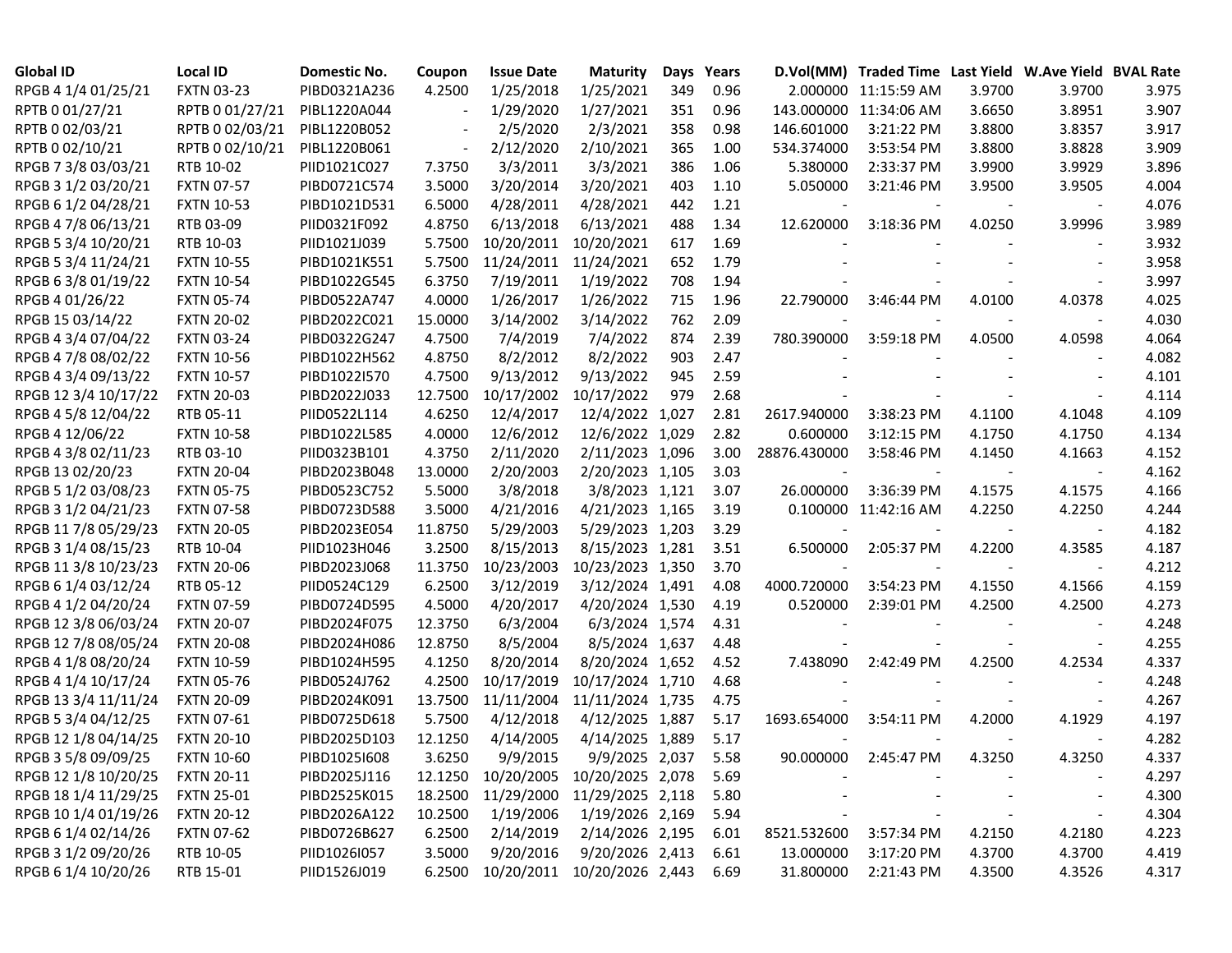| Global ID | Local ID | Domestic No. | Coupon | Issue Date | Maturity | Days | Years | D.Vol(MM) | Traded Time | Last Yield | W.Ave Yield | BVAL Rate |
|---|---|---|---|---|---|---|---|---|---|---|---|---|
| RPGB 4 1/4 01/25/21 | FXTN 03-23 | PIBD0321A236 | 4.2500 | 1/25/2018 | 1/25/2021 | 349 | 0.96 | 2.000000 | 11:15:59 AM | 3.9700 | 3.9700 | 3.975 |
| RPTB 0 01/27/21 | RPTB 0 01/27/21 | PIBL1220A044 | - | 1/29/2020 | 1/27/2021 | 351 | 0.96 | 143.000000 | 11:34:06 AM | 3.6650 | 3.8951 | 3.907 |
| RPTB 0 02/03/21 | RPTB 0 02/03/21 | PIBL1220B052 | - | 2/5/2020 | 2/3/2021 | 358 | 0.98 | 146.601000 | 3:21:22 PM | 3.8800 | 3.8357 | 3.917 |
| RPTB 0 02/10/21 | RPTB 0 02/10/21 | PIBL1220B061 | - | 2/12/2020 | 2/10/2021 | 365 | 1.00 | 534.374000 | 3:53:54 PM | 3.8800 | 3.8828 | 3.909 |
| RPGB 7 3/8 03/03/21 | RTB 10-02 | PIID1021C027 | 7.3750 | 3/3/2011 | 3/3/2021 | 386 | 1.06 | 5.380000 | 2:33:37 PM | 3.9900 | 3.9929 | 3.896 |
| RPGB 3 1/2 03/20/21 | FXTN 07-57 | PIBD0721C574 | 3.5000 | 3/20/2014 | 3/20/2021 | 403 | 1.10 | 5.050000 | 3:21:46 PM | 3.9500 | 3.9505 | 4.004 |
| RPGB 6 1/2 04/28/21 | FXTN 10-53 | PIBD1021D531 | 6.5000 | 4/28/2011 | 4/28/2021 | 442 | 1.21 | - | - | - | - | 4.076 |
| RPGB 4 7/8 06/13/21 | RTB 03-09 | PIID0321F092 | 4.8750 | 6/13/2018 | 6/13/2021 | 488 | 1.34 | 12.620000 | 3:18:36 PM | 4.0250 | 3.9996 | 3.989 |
| RPGB 5 3/4 10/20/21 | RTB 10-03 | PIID1021J039 | 5.7500 | 10/20/2011 | 10/20/2021 | 617 | 1.69 | - | - | - | - | 3.932 |
| RPGB 5 3/4 11/24/21 | FXTN 10-55 | PIBD1021K551 | 5.7500 | 11/24/2011 | 11/24/2021 | 652 | 1.79 | - | - | - | - | 3.958 |
| RPGB 6 3/8 01/19/22 | FXTN 10-54 | PIBD1022G545 | 6.3750 | 7/19/2011 | 1/19/2022 | 708 | 1.94 | - | - | - | - | 3.997 |
| RPGB 4 01/26/22 | FXTN 05-74 | PIBD0522A747 | 4.0000 | 1/26/2017 | 1/26/2022 | 715 | 1.96 | 22.790000 | 3:46:44 PM | 4.0100 | 4.0378 | 4.025 |
| RPGB 15 03/14/22 | FXTN 20-02 | PIBD2022C021 | 15.0000 | 3/14/2002 | 3/14/2022 | 762 | 2.09 | - | - | - | - | 4.030 |
| RPGB 4 3/4 07/04/22 | FXTN 03-24 | PIBD0322G247 | 4.7500 | 7/4/2019 | 7/4/2022 | 874 | 2.39 | 780.390000 | 3:59:18 PM | 4.0500 | 4.0598 | 4.064 |
| RPGB 4 7/8 08/02/22 | FXTN 10-56 | PIBD1022H562 | 4.8750 | 8/2/2012 | 8/2/2022 | 903 | 2.47 | - | - | - | - | 4.082 |
| RPGB 4 3/4 09/13/22 | FXTN 10-57 | PIBD1022I570 | 4.7500 | 9/13/2012 | 9/13/2022 | 945 | 2.59 | - | - | - | - | 4.101 |
| RPGB 12 3/4 10/17/22 | FXTN 20-03 | PIBD2022J033 | 12.7500 | 10/17/2002 | 10/17/2022 | 979 | 2.68 | - | - | - | - | 4.114 |
| RPGB 4 5/8 12/04/22 | RTB 05-11 | PIID0522L114 | 4.6250 | 12/4/2017 | 12/4/2022 | 1,027 | 2.81 | 2617.940000 | 3:38:23 PM | 4.1100 | 4.1048 | 4.109 |
| RPGB 4 12/06/22 | FXTN 10-58 | PIBD1022L585 | 4.0000 | 12/6/2012 | 12/6/2022 | 1,029 | 2.82 | 0.600000 | 3:12:15 PM | 4.1750 | 4.1750 | 4.134 |
| RPGB 4 3/8 02/11/23 | RTB 03-10 | PIID0323B101 | 4.3750 | 2/11/2020 | 2/11/2023 | 1,096 | 3.00 | 28876.430000 | 3:58:46 PM | 4.1450 | 4.1663 | 4.152 |
| RPGB 13 02/20/23 | FXTN 20-04 | PIBD2023B048 | 13.0000 | 2/20/2003 | 2/20/2023 | 1,105 | 3.03 | - | - | - | - | 4.162 |
| RPGB 5 1/2 03/08/23 | FXTN 05-75 | PIBD0523C752 | 5.5000 | 3/8/2018 | 3/8/2023 | 1,121 | 3.07 | 26.000000 | 3:36:39 PM | 4.1575 | 4.1575 | 4.166 |
| RPGB 3 1/2 04/21/23 | FXTN 07-58 | PIBD0723D588 | 3.5000 | 4/21/2016 | 4/21/2023 | 1,165 | 3.19 | 0.100000 | 11:42:16 AM | 4.2250 | 4.2250 | 4.244 |
| RPGB 11 7/8 05/29/23 | FXTN 20-05 | PIBD2023E054 | 11.8750 | 5/29/2003 | 5/29/2023 | 1,203 | 3.29 | - | - | - | - | 4.182 |
| RPGB 3 1/4 08/15/23 | RTB 10-04 | PIID1023H046 | 3.2500 | 8/15/2013 | 8/15/2023 | 1,281 | 3.51 | 6.500000 | 2:05:37 PM | 4.2200 | 4.3585 | 4.187 |
| RPGB 11 3/8 10/23/23 | FXTN 20-06 | PIBD2023J068 | 11.3750 | 10/23/2003 | 10/23/2023 | 1,350 | 3.70 | - | - | - | - | 4.212 |
| RPGB 6 1/4 03/12/24 | RTB 05-12 | PIID0524C129 | 6.2500 | 3/12/2019 | 3/12/2024 | 1,491 | 4.08 | 4000.720000 | 3:54:23 PM | 4.1550 | 4.1566 | 4.159 |
| RPGB 4 1/2 04/20/24 | FXTN 07-59 | PIBD0724D595 | 4.5000 | 4/20/2017 | 4/20/2024 | 1,530 | 4.19 | 0.520000 | 2:39:01 PM | 4.2500 | 4.2500 | 4.273 |
| RPGB 12 3/8 06/03/24 | FXTN 20-07 | PIBD2024F075 | 12.3750 | 6/3/2004 | 6/3/2024 | 1,574 | 4.31 | - | - | - | - | 4.248 |
| RPGB 12 7/8 08/05/24 | FXTN 20-08 | PIBD2024H086 | 12.8750 | 8/5/2004 | 8/5/2024 | 1,637 | 4.48 | - | - | - | - | 4.255 |
| RPGB 4 1/8 08/20/24 | FXTN 10-59 | PIBD1024H595 | 4.1250 | 8/20/2014 | 8/20/2024 | 1,652 | 4.52 | 7.438090 | 2:42:49 PM | 4.2500 | 4.2534 | 4.337 |
| RPGB 4 1/4 10/17/24 | FXTN 05-76 | PIBD0524J762 | 4.2500 | 10/17/2019 | 10/17/2024 | 1,710 | 4.68 | - | - | - | - | 4.248 |
| RPGB 13 3/4 11/11/24 | FXTN 20-09 | PIBD2024K091 | 13.7500 | 11/11/2004 | 11/11/2024 | 1,735 | 4.75 | - | - | - | - | 4.267 |
| RPGB 5 3/4 04/12/25 | FXTN 07-61 | PIBD0725D618 | 5.7500 | 4/12/2018 | 4/12/2025 | 1,887 | 5.17 | 1693.654000 | 3:54:11 PM | 4.2000 | 4.1929 | 4.197 |
| RPGB 12 1/8 04/14/25 | FXTN 20-10 | PIBD2025D103 | 12.1250 | 4/14/2005 | 4/14/2025 | 1,889 | 5.17 | - | - | - | - | 4.282 |
| RPGB 3 5/8 09/09/25 | FXTN 10-60 | PIBD1025I608 | 3.6250 | 9/9/2015 | 9/9/2025 | 2,037 | 5.58 | 90.000000 | 2:45:47 PM | 4.3250 | 4.3250 | 4.337 |
| RPGB 12 1/8 10/20/25 | FXTN 20-11 | PIBD2025J116 | 12.1250 | 10/20/2005 | 10/20/2025 | 2,078 | 5.69 | - | - | - | - | 4.297 |
| RPGB 18 1/4 11/29/25 | FXTN 25-01 | PIBD2525K015 | 18.2500 | 11/29/2000 | 11/29/2025 | 2,118 | 5.80 | - | - | - | - | 4.300 |
| RPGB 10 1/4 01/19/26 | FXTN 20-12 | PIBD2026A122 | 10.2500 | 1/19/2006 | 1/19/2026 | 2,169 | 5.94 | - | - | - | - | 4.304 |
| RPGB 6 1/4 02/14/26 | FXTN 07-62 | PIBD0726B627 | 6.2500 | 2/14/2019 | 2/14/2026 | 2,195 | 6.01 | 8521.532600 | 3:57:34 PM | 4.2150 | 4.2180 | 4.223 |
| RPGB 3 1/2 09/20/26 | RTB 10-05 | PIID1026I057 | 3.5000 | 9/20/2016 | 9/20/2026 | 2,413 | 6.61 | 13.000000 | 3:17:20 PM | 4.3700 | 4.3700 | 4.419 |
| RPGB 6 1/4 10/20/26 | RTB 15-01 | PIID1526J019 | 6.2500 | 10/20/2011 | 10/20/2026 | 2,443 | 6.69 | 31.800000 | 2:21:43 PM | 4.3500 | 4.3526 | 4.317 |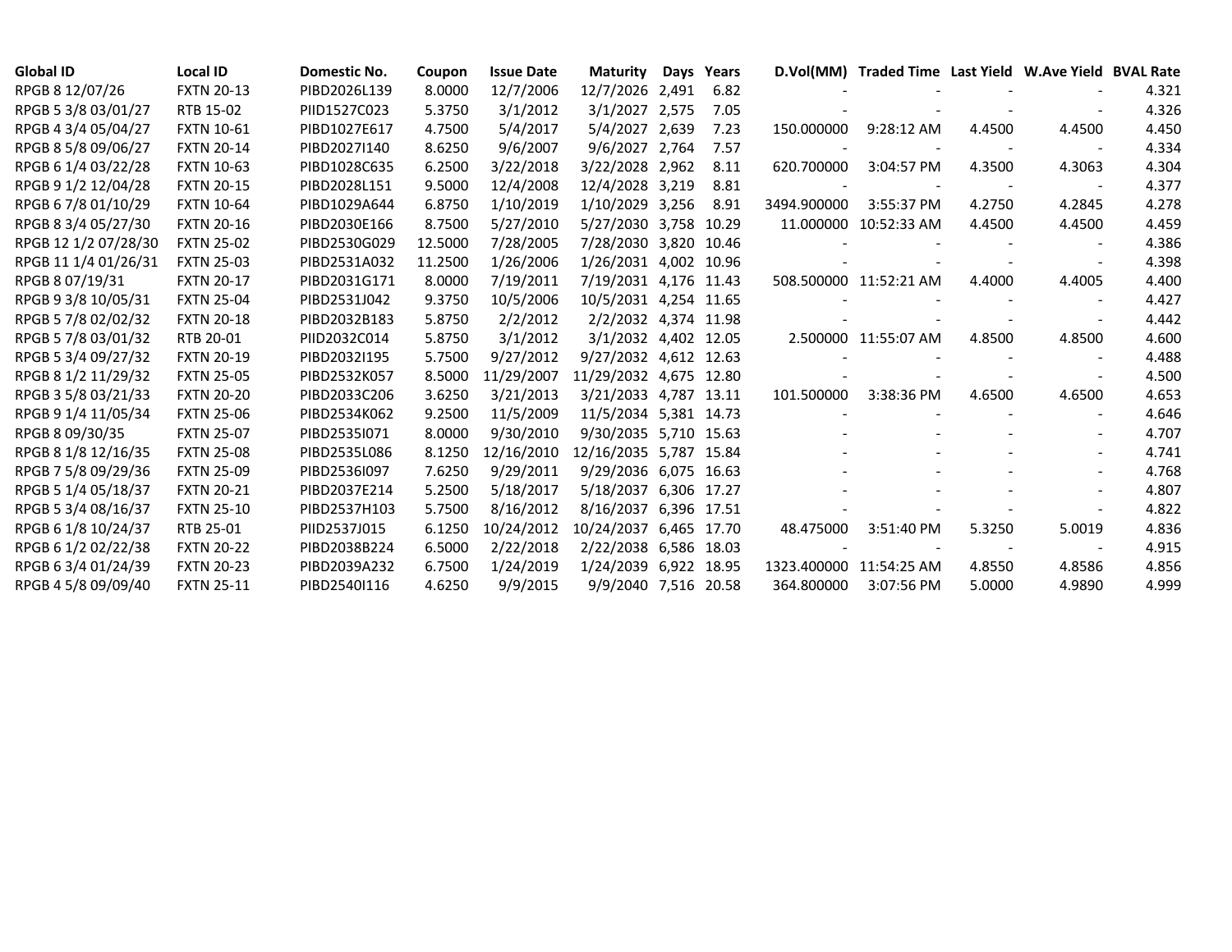| Global ID | Local ID | Domestic No. | Coupon | Issue Date | Maturity | Days | Years | D.Vol(MM) | Traded Time | Last Yield | W.Ave Yield | BVAL Rate |
|---|---|---|---|---|---|---|---|---|---|---|---|---|
| RPGB 8 12/07/26 | FXTN 20-13 | PIBD2026L139 | 8.0000 | 12/7/2006 | 12/7/2026 | 2,491 | 6.82 | - | - | - | - | 4.321 |
| RPGB 5 3/8 03/01/27 | RTB 15-02 | PIID1527C023 | 5.3750 | 3/1/2012 | 3/1/2027 | 2,575 | 7.05 | - | - | - | - | 4.326 |
| RPGB 4 3/4 05/04/27 | FXTN 10-61 | PIBD1027E617 | 4.7500 | 5/4/2017 | 5/4/2027 | 2,639 | 7.23 | 150.000000 | 9:28:12 AM | 4.4500 | 4.4500 | 4.450 |
| RPGB 8 5/8 09/06/27 | FXTN 20-14 | PIBD2027I140 | 8.6250 | 9/6/2007 | 9/6/2027 | 2,764 | 7.57 | - | - | - | - | 4.334 |
| RPGB 6 1/4 03/22/28 | FXTN 10-63 | PIBD1028C635 | 6.2500 | 3/22/2018 | 3/22/2028 | 2,962 | 8.11 | 620.700000 | 3:04:57 PM | 4.3500 | 4.3063 | 4.304 |
| RPGB 9 1/2 12/04/28 | FXTN 20-15 | PIBD2028L151 | 9.5000 | 12/4/2008 | 12/4/2028 | 3,219 | 8.81 | - | - | - | - | 4.377 |
| RPGB 6 7/8 01/10/29 | FXTN 10-64 | PIBD1029A644 | 6.8750 | 1/10/2019 | 1/10/2029 | 3,256 | 8.91 | 3494.900000 | 3:55:37 PM | 4.2750 | 4.2845 | 4.278 |
| RPGB 8 3/4 05/27/30 | FXTN 20-16 | PIBD2030E166 | 8.7500 | 5/27/2010 | 5/27/2030 | 3,758 | 10.29 | 11.000000 | 10:52:33 AM | 4.4500 | 4.4500 | 4.459 |
| RPGB 12 1/2 07/28/30 | FXTN 25-02 | PIBD2530G029 | 12.5000 | 7/28/2005 | 7/28/2030 | 3,820 | 10.46 | - | - | - | - | 4.386 |
| RPGB 11 1/4 01/26/31 | FXTN 25-03 | PIBD2531A032 | 11.2500 | 1/26/2006 | 1/26/2031 | 4,002 | 10.96 | - | - | - | - | 4.398 |
| RPGB 8 07/19/31 | FXTN 20-17 | PIBD2031G171 | 8.0000 | 7/19/2011 | 7/19/2031 | 4,176 | 11.43 | 508.500000 | 11:52:21 AM | 4.4000 | 4.4005 | 4.400 |
| RPGB 9 3/8 10/05/31 | FXTN 25-04 | PIBD2531J042 | 9.3750 | 10/5/2006 | 10/5/2031 | 4,254 | 11.65 | - | - | - | - | 4.427 |
| RPGB 5 7/8 02/02/32 | FXTN 20-18 | PIBD2032B183 | 5.8750 | 2/2/2012 | 2/2/2032 | 4,374 | 11.98 | - | - | - | - | 4.442 |
| RPGB 5 7/8 03/01/32 | RTB 20-01 | PIID2032C014 | 5.8750 | 3/1/2012 | 3/1/2032 | 4,402 | 12.05 | 2.500000 | 11:55:07 AM | 4.8500 | 4.8500 | 4.600 |
| RPGB 5 3/4 09/27/32 | FXTN 20-19 | PIBD2032I195 | 5.7500 | 9/27/2012 | 9/27/2032 | 4,612 | 12.63 | - | - | - | - | 4.488 |
| RPGB 8 1/2 11/29/32 | FXTN 25-05 | PIBD2532K057 | 8.5000 | 11/29/2007 | 11/29/2032 | 4,675 | 12.80 | - | - | - | - | 4.500 |
| RPGB 3 5/8 03/21/33 | FXTN 20-20 | PIBD2033C206 | 3.6250 | 3/21/2013 | 3/21/2033 | 4,787 | 13.11 | 101.500000 | 3:38:36 PM | 4.6500 | 4.6500 | 4.653 |
| RPGB 9 1/4 11/05/34 | FXTN 25-06 | PIBD2534K062 | 9.2500 | 11/5/2009 | 11/5/2034 | 5,381 | 14.73 | - | - | - | - | 4.646 |
| RPGB 8 09/30/35 | FXTN 25-07 | PIBD2535I071 | 8.0000 | 9/30/2010 | 9/30/2035 | 5,710 | 15.63 | - | - | - | - | 4.707 |
| RPGB 8 1/8 12/16/35 | FXTN 25-08 | PIBD2535L086 | 8.1250 | 12/16/2010 | 12/16/2035 | 5,787 | 15.84 | - | - | - | - | 4.741 |
| RPGB 7 5/8 09/29/36 | FXTN 25-09 | PIBD2536I097 | 7.6250 | 9/29/2011 | 9/29/2036 | 6,075 | 16.63 | - | - | - | - | 4.768 |
| RPGB 5 1/4 05/18/37 | FXTN 20-21 | PIBD2037E214 | 5.2500 | 5/18/2017 | 5/18/2037 | 6,306 | 17.27 | - | - | - | - | 4.807 |
| RPGB 5 3/4 08/16/37 | FXTN 25-10 | PIBD2537H103 | 5.7500 | 8/16/2012 | 8/16/2037 | 6,396 | 17.51 | - | - | - | - | 4.822 |
| RPGB 6 1/8 10/24/37 | RTB 25-01 | PIID2537J015 | 6.1250 | 10/24/2012 | 10/24/2037 | 6,465 | 17.70 | 48.475000 | 3:51:40 PM | 5.3250 | 5.0019 | 4.836 |
| RPGB 6 1/2 02/22/38 | FXTN 20-22 | PIBD2038B224 | 6.5000 | 2/22/2018 | 2/22/2038 | 6,586 | 18.03 | - | - | - | - | 4.915 |
| RPGB 6 3/4 01/24/39 | FXTN 20-23 | PIBD2039A232 | 6.7500 | 1/24/2019 | 1/24/2039 | 6,922 | 18.95 | 1323.400000 | 11:54:25 AM | 4.8550 | 4.8586 | 4.856 |
| RPGB 4 5/8 09/09/40 | FXTN 25-11 | PIBD2540I116 | 4.6250 | 9/9/2015 | 9/9/2040 | 7,516 | 20.58 | 364.800000 | 3:07:56 PM | 5.0000 | 4.9890 | 4.999 |